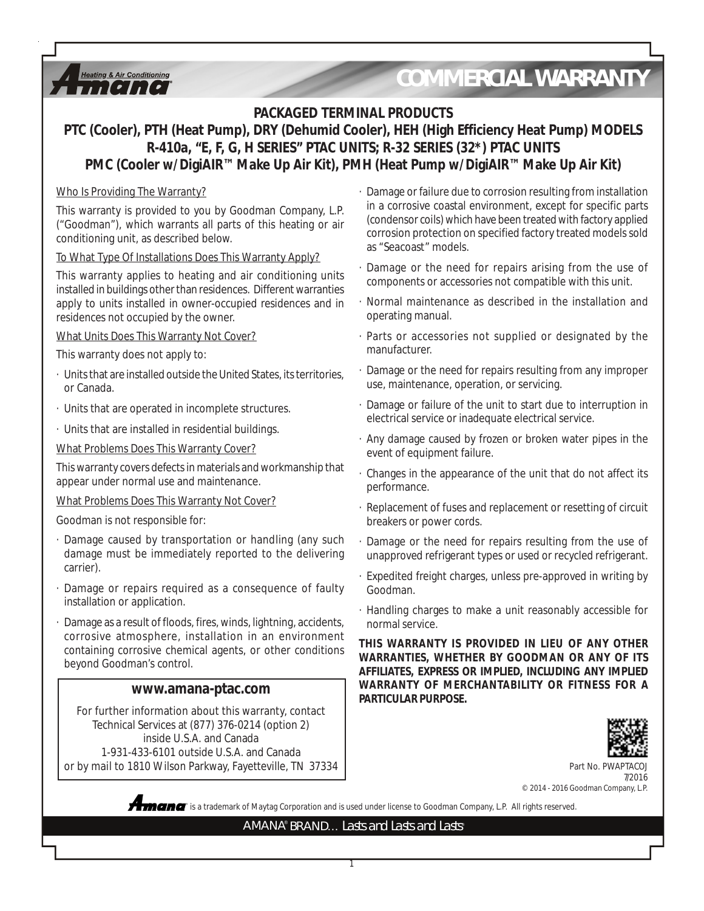# COMMERCIAL WARRANTY

## PACKAGED TERMINAL PRODUCTS
## PTC (Cooler), PTH (Heat Pump), DRY (Dehumid Cooler), HEH (High Efficiency Heat Pump) MODELS
## R-410a, "E, F, G, H SERIES" PTAC UNITS; R-32 SERIES (32*) PTAC UNITS
## PMC (Cooler w/DigiAIR™ Make Up Air Kit), PMH (Heat Pump w/DigiAIR™ Make Up Air Kit)

<u>Who Is Providing The Warranty?</u>

This warranty is provided to you by Goodman Company, L.P. ("Goodman"), which warrants all parts of this heating or air conditioning unit, as described below.

<u>To What Type Of Installations Does This Warranty Apply?</u>

This warranty applies to heating and air conditioning units installed in buildings other than residences. Different warranties apply to units installed in owner-occupied residences and in residences not occupied by the owner.

<u>What Units Does This Warranty Not Cover?</u>

This warranty does not apply to:

- Units that are installed outside the United States, its territories, or Canada.
- Units that are operated in incomplete structures.
- Units that are installed in residential buildings.

<u>What Problems Does This Warranty Cover?</u>

This warranty covers defects in materials and workmanship that appear under normal use and maintenance.

<u>What Problems Does This Warranty Not Cover?</u>

Goodman is not responsible for:

- Damage caused by transportation or handling (any such damage must be immediately reported to the delivering carrier).
- Damage or repairs required as a consequence of faulty installation or application.
- Damage as a result of floods, fires, winds, lightning, accidents, corrosive atmosphere, installation in an environment containing corrosive chemical agents, or other conditions beyond Goodman's control.
- Damage or failure due to corrosion resulting from installation in a corrosive coastal environment, except for specific parts (condensor coils) which have been treated with factory applied corrosion protection on specified factory treated models sold as "Seacoast" models.
- Damage or the need for repairs arising from the use of components or accessories not compatible with this unit.
- Normal maintenance as described in the installation and operating manual.
- Parts or accessories not supplied or designated by the manufacturer.
- Damage or the need for repairs resulting from any improper use, maintenance, operation, or servicing.
- Damage or failure of the unit to start due to interruption in electrical service or inadequate electrical service.
- Any damage caused by frozen or broken water pipes in the event of equipment failure.
- Changes in the appearance of the unit that do not affect its performance.
- Replacement of fuses and replacement or resetting of circuit breakers or power cords.
- Damage or the need for repairs resulting from the use of unapproved refrigerant types or used or recycled refrigerant.
- Expedited freight charges, unless pre-approved in writing by Goodman.
- Handling charges to make a unit reasonably accessible for normal service.

**THIS WARRANTY IS PROVIDED IN LIEU OF ANY OTHER WARRANTIES, WHETHER BY GOODMAN OR ANY OF ITS AFFILIATES, EXPRESS OR IMPLIED, INCLUDING ANY IMPLIED WARRANTY OF MERCHANTABILITY OR FITNESS FOR A PARTICULAR PURPOSE.**

**www.amana-ptac.com**

For further information about this warranty, contact Technical Services at (877) 376-0214 (option 2) inside U.S.A. and Canada
1-931-433-6101 outside U.S.A. and Canada
or by mail to 1810 Wilson Parkway, Fayetteville, TN 37334

Part No. PWAPTACOJ
7/2016
© 2014 - 2016 Goodman Company, L.P.

Amana is a trademark of Maytag Corporation and is used under license to Goodman Company, L.P. All rights reserved.

AMANA® BRAND… Lasts and Lasts and Lasts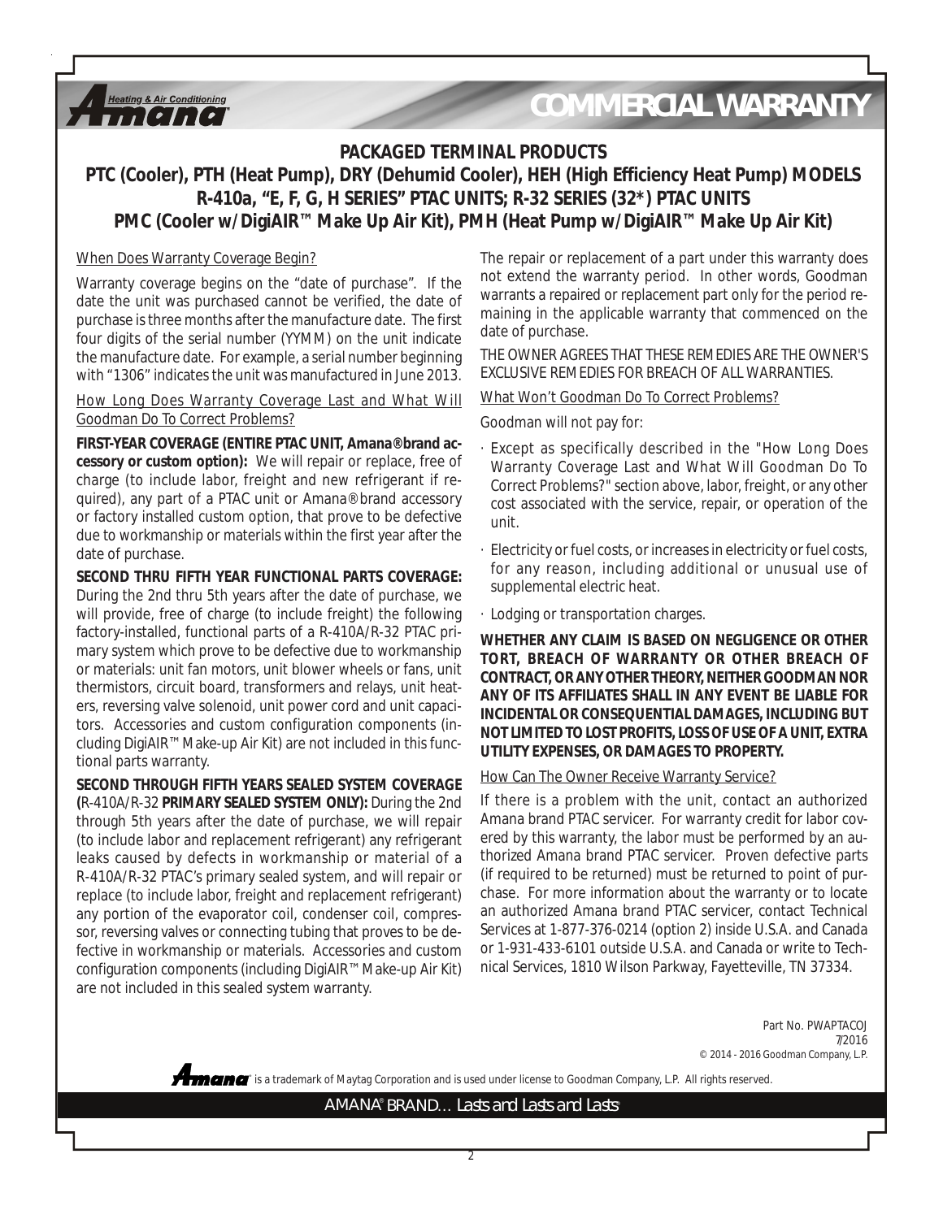# COMMERCIAL WARRANTY

## PACKAGED TERMINAL PRODUCTS

## PTC (Cooler), PTH (Heat Pump), DRY (Dehumid Cooler), HEH (High Efficiency Heat Pump) MODELS
## R-410a, "E, F, G, H SERIES" PTAC UNITS; R-32 SERIES (32*) PTAC UNITS
## PMC (Cooler w/DigiAIR™ Make Up Air Kit), PMH (Heat Pump w/DigiAIR™ Make Up Air Kit)

When Does Warranty Coverage Begin?

Warranty coverage begins on the "date of purchase". If the date the unit was purchased cannot be verified, the date of purchase is three months after the manufacture date. The first four digits of the serial number (YYMM) on the unit indicate the manufacture date. For example, a serial number beginning with "1306" indicates the unit was manufactured in June 2013.

How Long Does Warranty Coverage Last and What Will Goodman Do To Correct Problems?

**FIRST-YEAR COVERAGE (ENTIRE PTAC UNIT, Amana® brand accessory or custom option):** We will repair or replace, free of charge (to include labor, freight and new refrigerant if required), any part of a PTAC unit or Amana® brand accessory or factory installed custom option, that prove to be defective due to workmanship or materials within the first year after the date of purchase.

**SECOND THRU FIFTH YEAR FUNCTIONAL PARTS COVERAGE:** During the 2nd thru 5th years after the date of purchase, we will provide, free of charge (to include freight) the following factory-installed, functional parts of a R-410A/R-32 PTAC primary system which prove to be defective due to workmanship or materials: unit fan motors, unit blower wheels or fans, unit thermistors, circuit board, transformers and relays, unit heaters, reversing valve solenoid, unit power cord and unit capacitors. Accessories and custom configuration components (including DigiAIR™ Make-up Air Kit) are not included in this functional parts warranty.

**SECOND THROUGH FIFTH YEARS SEALED SYSTEM COVERAGE (**R-410A/R-32 **PRIMARY SEALED SYSTEM ONLY):** During the 2nd through 5th years after the date of purchase, we will repair (to include labor and replacement refrigerant) any refrigerant leaks caused by defects in workmanship or material of a R-410A/R-32 PTAC's primary sealed system, and will repair or replace (to include labor, freight and replacement refrigerant) any portion of the evaporator coil, condenser coil, compressor, reversing valves or connecting tubing that proves to be defective in workmanship or materials. Accessories and custom configuration components (including DigiAIR™ Make-up Air Kit) are not included in this sealed system warranty.

The repair or replacement of a part under this warranty does not extend the warranty period. In other words, Goodman warrants a repaired or replacement part only for the period remaining in the applicable warranty that commenced on the date of purchase.

THE OWNER AGREES THAT THESE REMEDIES ARE THE OWNER'S EXCLUSIVE REMEDIES FOR BREACH OF ALL WARRANTIES.

What Won't Goodman Do To Correct Problems?

Goodman will not pay for:

- Except as specifically described in the "How Long Does Warranty Coverage Last and What Will Goodman Do To Correct Problems?" section above, labor, freight, or any other cost associated with the service, repair, or operation of the unit.
- Electricity or fuel costs, or increases in electricity or fuel costs, for any reason, including additional or unusual use of supplemental electric heat.
- Lodging or transportation charges.

**WHETHER ANY CLAIM IS BASED ON NEGLIGENCE OR OTHER TORT, BREACH OF WARRANTY OR OTHER BREACH OF CONTRACT, OR ANY OTHER THEORY, NEITHER GOODMAN NOR ANY OF ITS AFFILIATES SHALL IN ANY EVENT BE LIABLE FOR INCIDENTAL OR CONSEQUENTIAL DAMAGES, INCLUDING BUT NOT LIMITED TO LOST PROFITS, LOSS OF USE OF A UNIT, EXTRA UTILITY EXPENSES, OR DAMAGES TO PROPERTY.**

How Can The Owner Receive Warranty Service?

If there is a problem with the unit, contact an authorized Amana brand PTAC servicer. For warranty credit for labor covered by this warranty, the labor must be performed by an authorized Amana brand PTAC servicer. Proven defective parts (if required to be returned) must be returned to point of purchase. For more information about the warranty or to locate an authorized Amana brand PTAC servicer, contact Technical Services at 1-877-376-0214 (option 2) inside U.S.A. and Canada or 1-931-433-6101 outside U.S.A. and Canada or write to Technical Services, 1810 Wilson Parkway, Fayetteville, TN 37334.

Part No. PWAPTACOJ
7/2016
© 2014 - 2016 Goodman Company, L.P.

Amana® is a trademark of Maytag Corporation and is used under license to Goodman Company, L.P. All rights reserved.

AMANA® BRAND… Lasts and Lasts and Lasts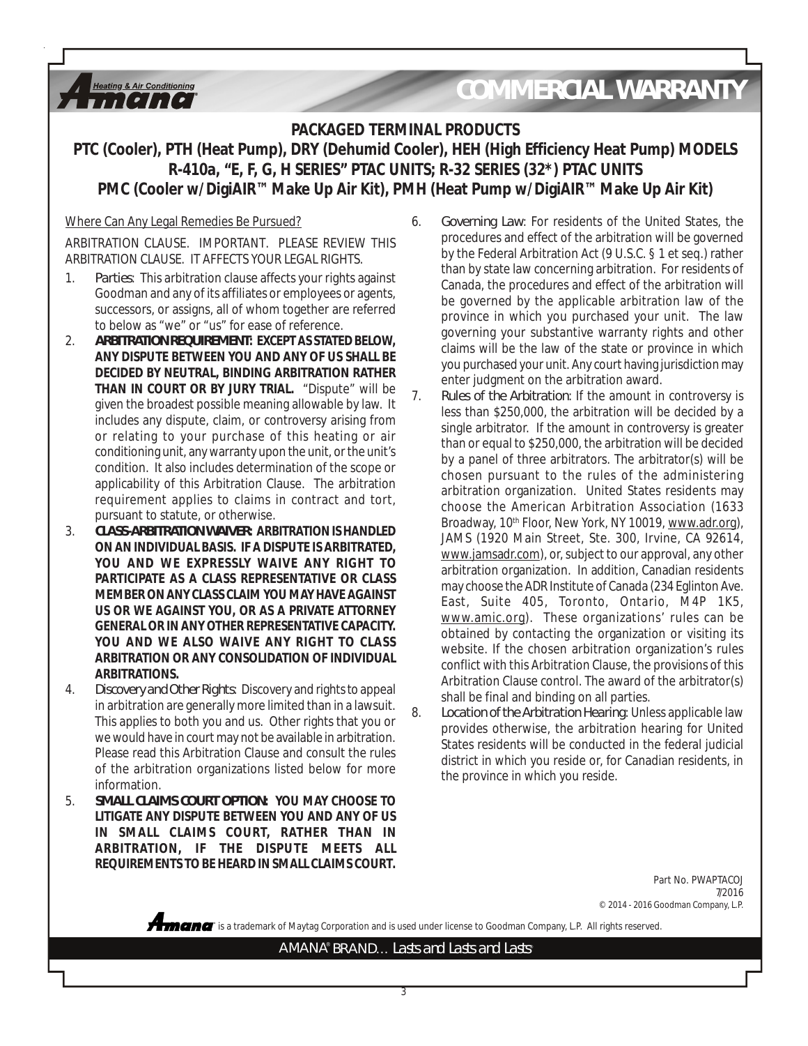# COMMERCIAL WARRANTY

## PACKAGED TERMINAL PRODUCTS

## PTC (Cooler), PTH (Heat Pump), DRY (Dehumid Cooler), HEH (High Efficiency Heat Pump) MODELS R-410a, "E, F, G, H SERIES" PTAC UNITS; R-32 SERIES (32*) PTAC UNITS PMC (Cooler w/DigiAIR™ Make Up Air Kit), PMH (Heat Pump w/DigiAIR™ Make Up Air Kit)

Where Can Any Legal Remedies Be Pursued?

ARBITRATION CLAUSE. IMPORTANT. PLEASE REVIEW THIS ARBITRATION CLAUSE. IT AFFECTS YOUR LEGAL RIGHTS.

1. *Parties*: This arbitration clause affects your rights against Goodman and any of its affiliates or employees or agents, successors, or assigns, all of whom together are referred to below as "we" or "us" for ease of reference.
2. ***ARBITRATION REQUIREMENT:*** **EXCEPT AS STATED BELOW, ANY DISPUTE BETWEEN YOU AND ANY OF US SHALL BE DECIDED BY NEUTRAL, BINDING ARBITRATION RATHER THAN IN COURT OR BY JURY TRIAL.** "Dispute" will be given the broadest possible meaning allowable by law. It includes any dispute, claim, or controversy arising from or relating to your purchase of this heating or air conditioning unit, any warranty upon the unit, or the unit's condition. It also includes determination of the scope or applicability of this Arbitration Clause. The arbitration requirement applies to claims in contract and tort, pursuant to statute, or otherwise.
3. ***CLASS-ARBITRATION WAIVER:*** **ARBITRATION IS HANDLED ON AN INDIVIDUAL BASIS. IF A DISPUTE IS ARBITRATED, YOU AND WE EXPRESSLY WAIVE ANY RIGHT TO PARTICIPATE AS A CLASS REPRESENTATIVE OR CLASS MEMBER ON ANY CLASS CLAIM YOU MAY HAVE AGAINST US OR WE AGAINST YOU, OR AS A PRIVATE ATTORNEY GENERAL OR IN ANY OTHER REPRESENTATIVE CAPACITY. YOU AND WE ALSO WAIVE ANY RIGHT TO CLASS ARBITRATION OR ANY CONSOLIDATION OF INDIVIDUAL ARBITRATIONS.**
4. *Discovery and Other Rights:* Discovery and rights to appeal in arbitration are generally more limited than in a lawsuit. This applies to both you and us. Other rights that you or we would have in court may not be available in arbitration. Please read this Arbitration Clause and consult the rules of the arbitration organizations listed below for more information.
5. ***SMALL CLAIMS COURT OPTION:*** **YOU MAY CHOOSE TO LITIGATE ANY DISPUTE BETWEEN YOU AND ANY OF US IN SMALL CLAIMS COURT, RATHER THAN IN ARBITRATION, IF THE DISPUTE MEETS ALL REQUIREMENTS TO BE HEARD IN SMALL CLAIMS COURT.**
6. *Governing Law*: For residents of the United States, the procedures and effect of the arbitration will be governed by the Federal Arbitration Act (9 U.S.C. § 1 et seq.) rather than by state law concerning arbitration. For residents of Canada, the procedures and effect of the arbitration will be governed by the applicable arbitration law of the province in which you purchased your unit. The law governing your substantive warranty rights and other claims will be the law of the state or province in which you purchased your unit. Any court having jurisdiction may enter judgment on the arbitration award.
7. *Rules of the Arbitration*: If the amount in controversy is less than $250,000, the arbitration will be decided by a single arbitrator. If the amount in controversy is greater than or equal to $250,000, the arbitration will be decided by a panel of three arbitrators. The arbitrator(s) will be chosen pursuant to the rules of the administering arbitration organization. United States residents may choose the American Arbitration Association (1633 Broadway, 10th Floor, New York, NY 10019, www.adr.org), JAMS (1920 Main Street, Ste. 300, Irvine, CA 92614, www.jamsadr.com), or, subject to our approval, any other arbitration organization. In addition, Canadian residents may choose the ADR Institute of Canada (234 Eglinton Ave. East, Suite 405, Toronto, Ontario, M4P 1K5, www.amic.org). These organizations' rules can be obtained by contacting the organization or visiting its website. If the chosen arbitration organization's rules conflict with this Arbitration Clause, the provisions of this Arbitration Clause control. The award of the arbitrator(s) shall be final and binding on all parties.
8. *Location of the Arbitration Hearing:* Unless applicable law provides otherwise, the arbitration hearing for United States residents will be conducted in the federal judicial district in which you reside or, for Canadian residents, in the province in which you reside.

Part No. PWAPTACOJ
7/2016
© 2014 - 2016 Goodman Company, L.P.

Amana® is a trademark of Maytag Corporation and is used under license to Goodman Company, L.P. All rights reserved.

AMANA® BRAND… *Lasts and Lasts and Lasts*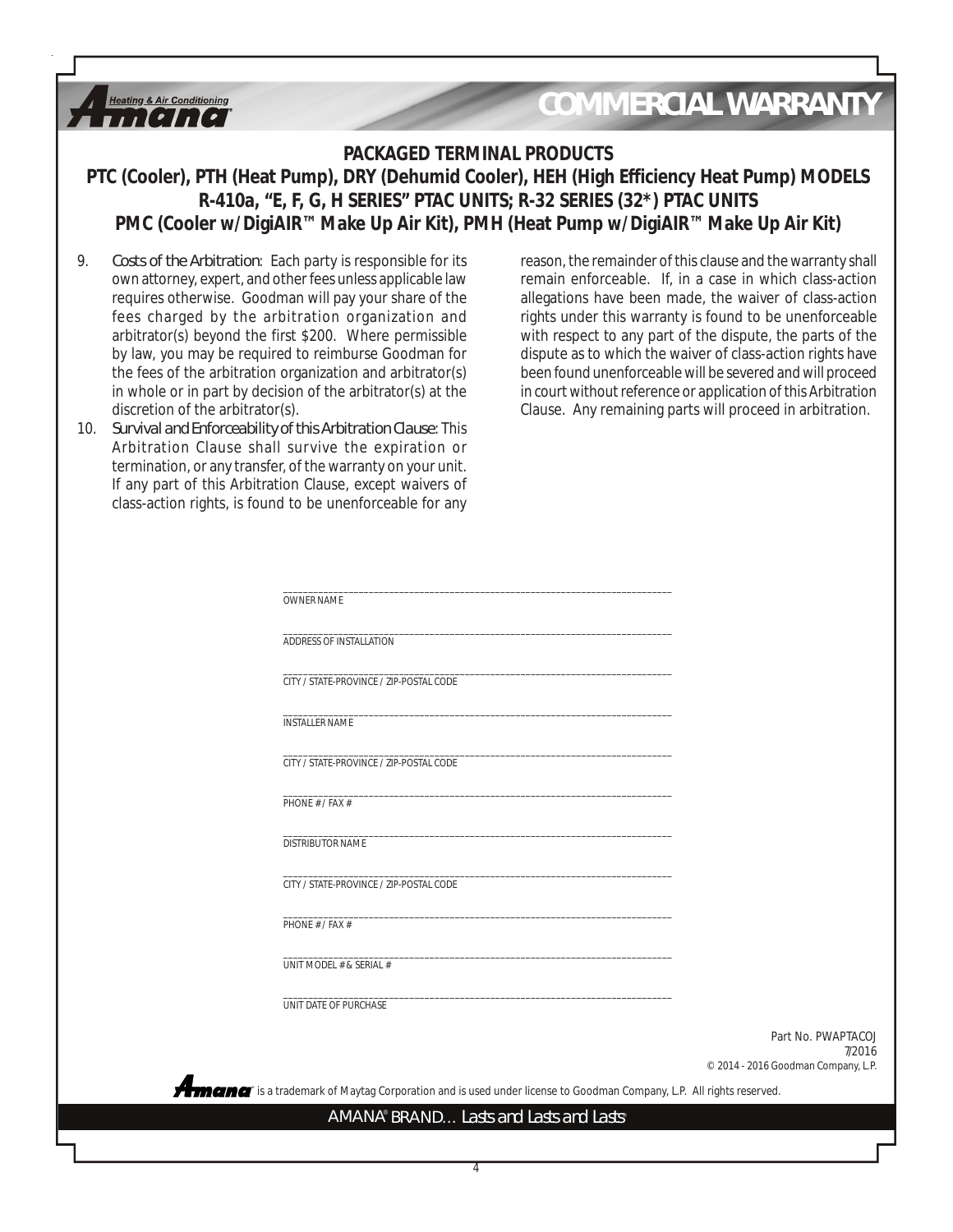# COMMERCIAL WARRANTY

## PACKAGED TERMINAL PRODUCTS

## PTC (Cooler), PTH (Heat Pump), DRY (Dehumid Cooler), HEH (High Efficiency Heat Pump) MODELS
## R-410a, "E, F, G, H SERIES" PTAC UNITS; R-32 SERIES (32*) PTAC UNITS
## PMC (Cooler w/DigiAIR™ Make Up Air Kit), PMH (Heat Pump w/DigiAIR™ Make Up Air Kit)

9. Costs of the Arbitration: Each party is responsible for its own attorney, expert, and other fees unless applicable law requires otherwise. Goodman will pay your share of the fees charged by the arbitration organization and arbitrator(s) beyond the first $200. Where permissible by law, you may be required to reimburse Goodman for the fees of the arbitration organization and arbitrator(s) in whole or in part by decision of the arbitrator(s) at the discretion of the arbitrator(s).
10. Survival and Enforceability of this Arbitration Clause: This Arbitration Clause shall survive the expiration or termination, or any transfer, of the warranty on your unit. If any part of this Arbitration Clause, except waivers of class-action rights, is found to be unenforceable for any reason, the remainder of this clause and the warranty shall remain enforceable. If, in a case in which class-action allegations have been made, the waiver of class-action rights under this warranty is found to be unenforceable with respect to any part of the dispute, the parts of the dispute as to which the waiver of class-action rights have been found unenforceable will be severed and will proceed in court without reference or application of this Arbitration Clause. Any remaining parts will proceed in arbitration.

______________________________
OWNER NAME

______________________________
ADDRESS OF INSTALLATION

______________________________
CITY / STATE-PROVINCE / ZIP-POSTAL CODE

______________________________
INSTALLER NAME

______________________________
CITY / STATE-PROVINCE / ZIP-POSTAL CODE

______________________________
PHONE # / FAX #

______________________________
DISTRIBUTOR NAME

______________________________
CITY / STATE-PROVINCE / ZIP-POSTAL CODE

______________________________
PHONE # / FAX #

______________________________
UNIT MODEL # & SERIAL #

______________________________
UNIT DATE OF PURCHASE

Part No. PWAPTACOJ
7/2016
© 2014 - 2016 Goodman Company, L.P.

Amana® is a trademark of Maytag Corporation and is used under license to Goodman Company, L.P. All rights reserved.

AMANA® BRAND... Lasts and Lasts and Lasts®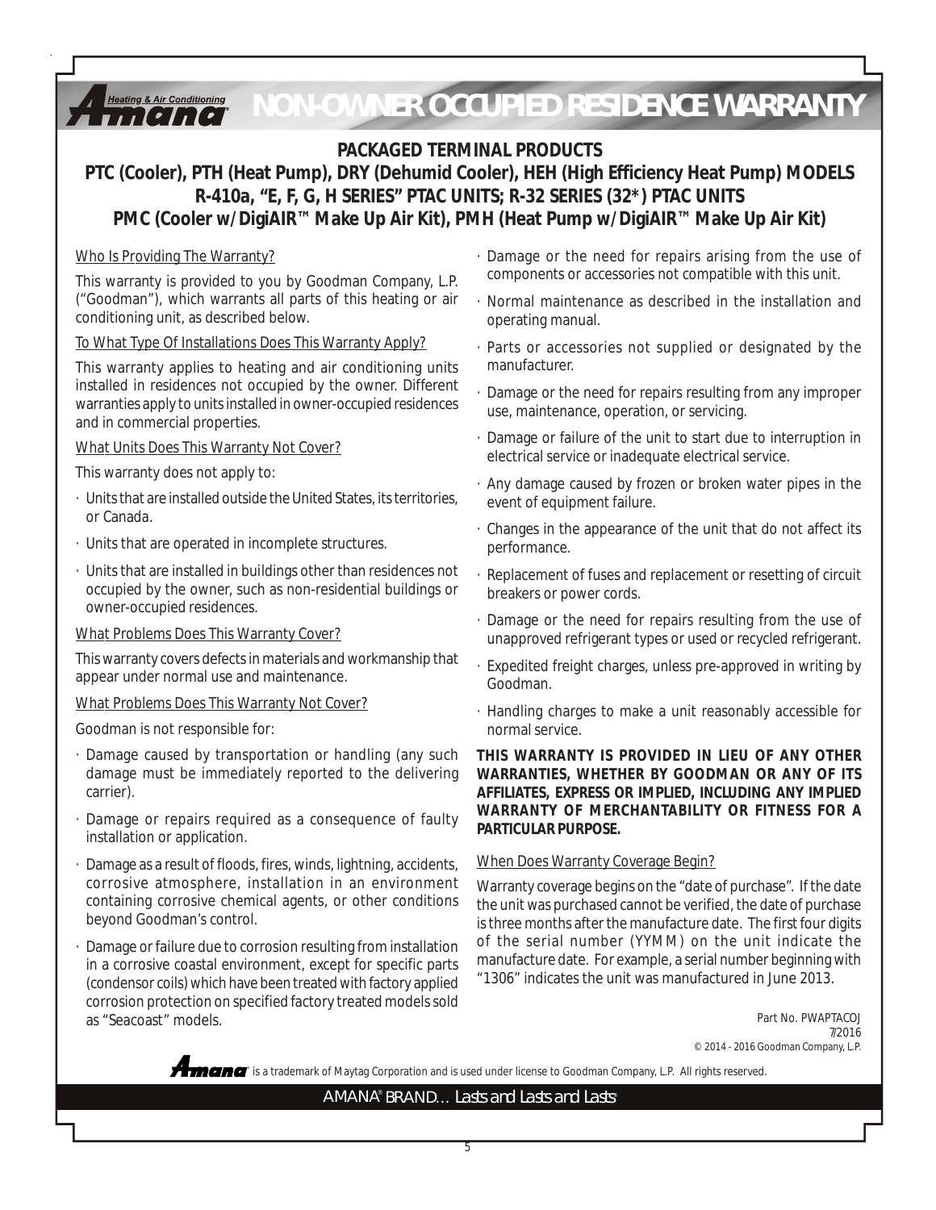# NON-OWNER OCCUPIED RESIDENCE WARRANTY

## PACKAGED TERMINAL PRODUCTS

## PTC (Cooler), PTH (Heat Pump), DRY (Dehumid Cooler), HEH (High Efficiency Heat Pump) MODELS R-410a, "E, F, G, H SERIES" PTAC UNITS; R-32 SERIES (32*) PTAC UNITS PMC (Cooler w/DigiAIR™ Make Up Air Kit), PMH (Heat Pump w/DigiAIR™ Make Up Air Kit)

Who Is Providing The Warranty?

This warranty is provided to you by Goodman Company, L.P. ("Goodman"), which warrants all parts of this heating or air conditioning unit, as described below.

To What Type Of Installations Does This Warranty Apply?

This warranty applies to heating and air conditioning units installed in residences not occupied by the owner. Different warranties apply to units installed in owner-occupied residences and in commercial properties.

What Units Does This Warranty Not Cover?

This warranty does not apply to:

- Units that are installed outside the United States, its territories, or Canada.
- Units that are operated in incomplete structures.
- Units that are installed in buildings other than residences not occupied by the owner, such as non-residential buildings or owner-occupied residences.

What Problems Does This Warranty Cover?

This warranty covers defects in materials and workmanship that appear under normal use and maintenance.

What Problems Does This Warranty Not Cover?

Goodman is not responsible for:

- Damage caused by transportation or handling (any such damage must be immediately reported to the delivering carrier).
- Damage or repairs required as a consequence of faulty installation or application.
- Damage as a result of floods, fires, winds, lightning, accidents, corrosive atmosphere, installation in an environment containing corrosive chemical agents, or other conditions beyond Goodman's control.
- Damage or failure due to corrosion resulting from installation in a corrosive coastal environment, except for specific parts (condensor coils) which have been treated with factory applied corrosion protection on specified factory treated models sold as "Seacoast" models.
- Damage or the need for repairs arising from the use of components or accessories not compatible with this unit.
- Normal maintenance as described in the installation and operating manual.
- Parts or accessories not supplied or designated by the manufacturer.
- Damage or the need for repairs resulting from any improper use, maintenance, operation, or servicing.
- Damage or failure of the unit to start due to interruption in electrical service or inadequate electrical service.
- Any damage caused by frozen or broken water pipes in the event of equipment failure.
- Changes in the appearance of the unit that do not affect its performance.
- Replacement of fuses and replacement or resetting of circuit breakers or power cords.
- Damage or the need for repairs resulting from the use of unapproved refrigerant types or used or recycled refrigerant.
- Expedited freight charges, unless pre-approved in writing by Goodman.
- Handling charges to make a unit reasonably accessible for normal service.

**THIS WARRANTY IS PROVIDED IN LIEU OF ANY OTHER WARRANTIES, WHETHER BY GOODMAN OR ANY OF ITS AFFILIATES, EXPRESS OR IMPLIED, INCLUDING ANY IMPLIED WARRANTY OF MERCHANTABILITY OR FITNESS FOR A PARTICULAR PURPOSE.**

When Does Warranty Coverage Begin?

Warranty coverage begins on the "date of purchase". If the date the unit was purchased cannot be verified, the date of purchase is three months after the manufacture date. The first four digits of the serial number (YYMM) on the unit indicate the manufacture date. For example, a serial number beginning with "1306" indicates the unit was manufactured in June 2013.

Part No. PWAPTACOJ
7/2016
© 2014 - 2016 Goodman Company, L.P.

Amana is a trademark of Maytag Corporation and is used under license to Goodman Company, L.P. All rights reserved.

AMANA® BRAND… Lasts and Lasts and Lasts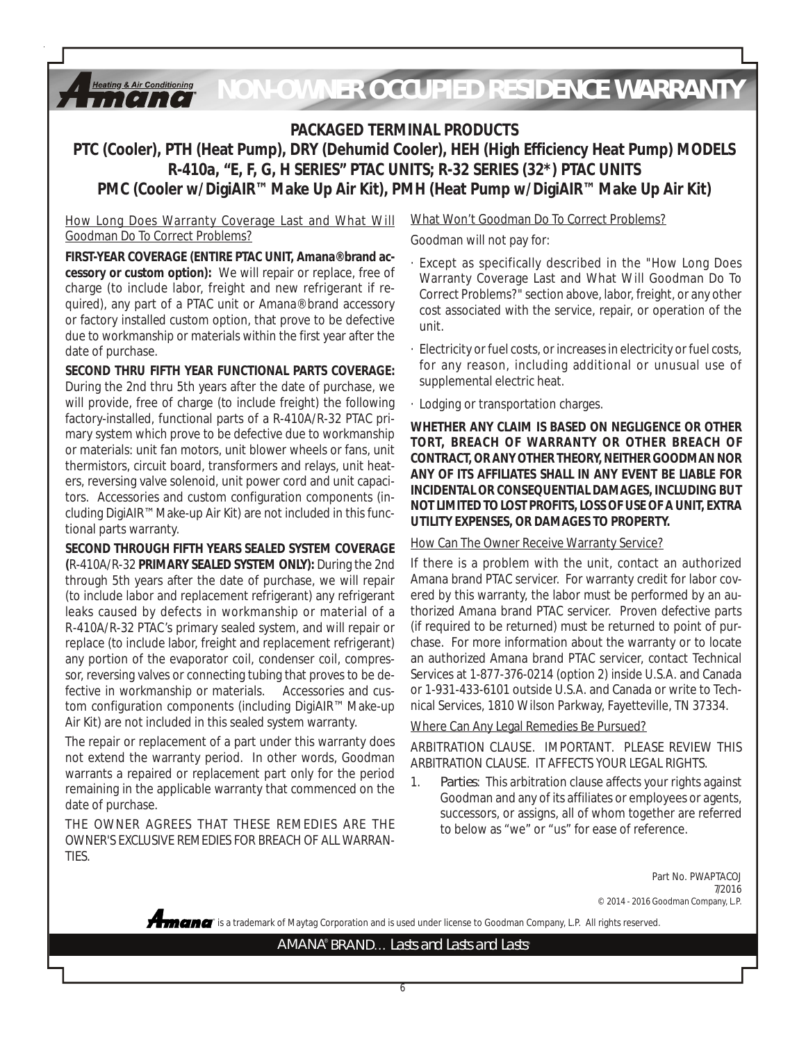# NON-OWNER OCCUPIED RESIDENCE WARRANTY

## PACKAGED TERMINAL PRODUCTS
## PTC (Cooler), PTH (Heat Pump), DRY (Dehumid Cooler), HEH (High Efficiency Heat Pump) MODELS
## R-410a, "E, F, G, H SERIES" PTAC UNITS; R-32 SERIES (32*) PTAC UNITS
## PMC (Cooler w/DigiAIR™ Make Up Air Kit), PMH (Heat Pump w/DigiAIR™ Make Up Air Kit)

How Long Does Warranty Coverage Last and What Will Goodman Do To Correct Problems?

**FIRST-YEAR COVERAGE (ENTIRE PTAC UNIT, Amana® brand accessory or custom option):** We will repair or replace, free of charge (to include labor, freight and new refrigerant if required), any part of a PTAC unit or Amana® brand accessory or factory installed custom option, that prove to be defective due to workmanship or materials within the first year after the date of purchase.

**SECOND THRU FIFTH YEAR FUNCTIONAL PARTS COVERAGE:** During the 2nd thru 5th years after the date of purchase, we will provide, free of charge (to include freight) the following factory-installed, functional parts of a R-410A/R-32 PTAC primary system which prove to be defective due to workmanship or materials: unit fan motors, unit blower wheels or fans, unit thermistors, circuit board, transformers and relays, unit heaters, reversing valve solenoid, unit power cord and unit capacitors. Accessories and custom configuration components (including DigiAIR™ Make-up Air Kit) are not included in this functional parts warranty.

**SECOND THROUGH FIFTH YEARS SEALED SYSTEM COVERAGE (**R-410A/R-32 **PRIMARY SEALED SYSTEM ONLY):** During the 2nd through 5th years after the date of purchase, we will repair (to include labor and replacement refrigerant) any refrigerant leaks caused by defects in workmanship or material of a R-410A/R-32 PTAC's primary sealed system, and will repair or replace (to include labor, freight and replacement refrigerant) any portion of the evaporator coil, condenser coil, compressor, reversing valves or connecting tubing that proves to be defective in workmanship or materials. Accessories and custom configuration components (including DigiAIR™ Make-up Air Kit) are not included in this sealed system warranty.

The repair or replacement of a part under this warranty does not extend the warranty period. In other words, Goodman warrants a repaired or replacement part only for the period remaining in the applicable warranty that commenced on the date of purchase.

THE OWNER AGREES THAT THESE REMEDIES ARE THE OWNER'S EXCLUSIVE REMEDIES FOR BREACH OF ALL WARRANTIES.

What Won't Goodman Do To Correct Problems?

Goodman will not pay for:

- Except as specifically described in the "How Long Does Warranty Coverage Last and What Will Goodman Do To Correct Problems?" section above, labor, freight, or any other cost associated with the service, repair, or operation of the unit.
- Electricity or fuel costs, or increases in electricity or fuel costs, for any reason, including additional or unusual use of supplemental electric heat.
- Lodging or transportation charges.

**WHETHER ANY CLAIM IS BASED ON NEGLIGENCE OR OTHER TORT, BREACH OF WARRANTY OR OTHER BREACH OF CONTRACT, OR ANY OTHER THEORY, NEITHER GOODMAN NOR ANY OF ITS AFFILIATES SHALL IN ANY EVENT BE LIABLE FOR INCIDENTAL OR CONSEQUENTIAL DAMAGES, INCLUDING BUT NOT LIMITED TO LOST PROFITS, LOSS OF USE OF A UNIT, EXTRA UTILITY EXPENSES, OR DAMAGES TO PROPERTY.**

How Can The Owner Receive Warranty Service?

If there is a problem with the unit, contact an authorized Amana brand PTAC servicer. For warranty credit for labor covered by this warranty, the labor must be performed by an authorized Amana brand PTAC servicer. Proven defective parts (if required to be returned) must be returned to point of purchase. For more information about the warranty or to locate an authorized Amana brand PTAC servicer, contact Technical Services at 1-877-376-0214 (option 2) inside U.S.A. and Canada or 1-931-433-6101 outside U.S.A. and Canada or write to Technical Services, 1810 Wilson Parkway, Fayetteville, TN 37334.

Where Can Any Legal Remedies Be Pursued?

ARBITRATION CLAUSE. IMPORTANT. PLEASE REVIEW THIS ARBITRATION CLAUSE. IT AFFECTS YOUR LEGAL RIGHTS.

1. *Parties*: This arbitration clause affects your rights against Goodman and any of its affiliates or employees or agents, successors, or assigns, all of whom together are referred to below as "we" or "us" for ease of reference.

Part No. PWAPTACOJ
7/2016
© 2014 - 2016 Goodman Company, L.P.

Amana is a trademark of Maytag Corporation and is used under license to Goodman Company, L.P. All rights reserved.

AMANA® BRAND… Lasts and Lasts and Lasts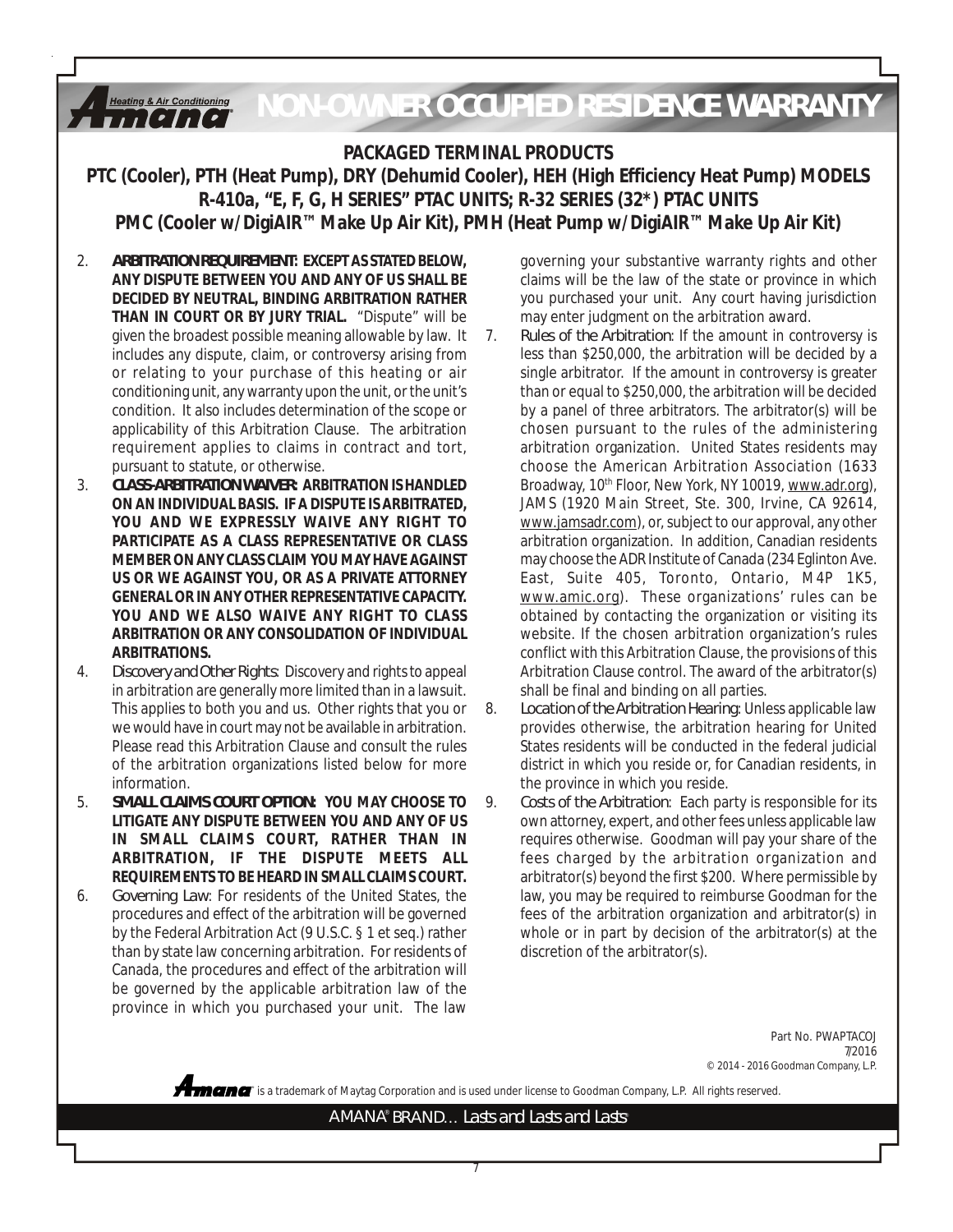# NON-OWNER OCCUPIED RESIDENCE WARRANTY

## PACKAGED TERMINAL PRODUCTS

**PTC (Cooler), PTH (Heat Pump), DRY (Dehumid Cooler), HEH (High Efficiency Heat Pump) MODELS R-410a, "E, F, G, H SERIES" PTAC UNITS; R-32 SERIES (32*) PTAC UNITS PMC (Cooler w/DigiAIR™ Make Up Air Kit), PMH (Heat Pump w/DigiAIR™ Make Up Air Kit)**

2. **ARBITRATION REQUIREMENT: EXCEPT AS STATED BELOW, ANY DISPUTE BETWEEN YOU AND ANY OF US SHALL BE DECIDED BY NEUTRAL, BINDING ARBITRATION RATHER THAN IN COURT OR BY JURY TRIAL.** "Dispute" will be given the broadest possible meaning allowable by law. It includes any dispute, claim, or controversy arising from or relating to your purchase of this heating or air conditioning unit, any warranty upon the unit, or the unit's condition. It also includes determination of the scope or applicability of this Arbitration Clause. The arbitration requirement applies to claims in contract and tort, pursuant to statute, or otherwise.

3. **CLASS-ARBITRATION WAIVER: ARBITRATION IS HANDLED ON AN INDIVIDUAL BASIS. IF A DISPUTE IS ARBITRATED, YOU AND WE EXPRESSLY WAIVE ANY RIGHT TO PARTICIPATE AS A CLASS REPRESENTATIVE OR CLASS MEMBER ON ANY CLASS CLAIM YOU MAY HAVE AGAINST US OR WE AGAINST YOU, OR AS A PRIVATE ATTORNEY GENERAL OR IN ANY OTHER REPRESENTATIVE CAPACITY. YOU AND WE ALSO WAIVE ANY RIGHT TO CLASS ARBITRATION OR ANY CONSOLIDATION OF INDIVIDUAL ARBITRATIONS.**

4. *Discovery and Other Rights*: Discovery and rights to appeal in arbitration are generally more limited than in a lawsuit. This applies to both you and us. Other rights that you or we would have in court may not be available in arbitration. Please read this Arbitration Clause and consult the rules of the arbitration organizations listed below for more information.

5. **SMALL CLAIMS COURT OPTION: YOU MAY CHOOSE TO LITIGATE ANY DISPUTE BETWEEN YOU AND ANY OF US IN SMALL CLAIMS COURT, RATHER THAN IN ARBITRATION, IF THE DISPUTE MEETS ALL REQUIREMENTS TO BE HEARD IN SMALL CLAIMS COURT.**

6. *Governing Law*: For residents of the United States, the procedures and effect of the arbitration will be governed by the Federal Arbitration Act (9 U.S.C. § 1 et seq.) rather than by state law concerning arbitration. For residents of Canada, the procedures and effect of the arbitration will be governed by the applicable arbitration law of the province in which you purchased your unit. The law governing your substantive warranty rights and other claims will be the law of the state or province in which you purchased your unit. Any court having jurisdiction may enter judgment on the arbitration award.

7. *Rules of the Arbitration*: If the amount in controversy is less than $250,000, the arbitration will be decided by a single arbitrator. If the amount in controversy is greater than or equal to $250,000, the arbitration will be decided by a panel of three arbitrators. The arbitrator(s) will be chosen pursuant to the rules of the administering arbitration organization. United States residents may choose the American Arbitration Association (1633 Broadway, 10th Floor, New York, NY 10019, www.adr.org), JAMS (1920 Main Street, Ste. 300, Irvine, CA 92614, www.jamsadr.com), or, subject to our approval, any other arbitration organization. In addition, Canadian residents may choose the ADR Institute of Canada (234 Eglinton Ave. East, Suite 405, Toronto, Ontario, M4P 1K5, www.amic.org). These organizations' rules can be obtained by contacting the organization or visiting its website. If the chosen arbitration organization's rules conflict with this Arbitration Clause, the provisions of this Arbitration Clause control. The award of the arbitrator(s) shall be final and binding on all parties.

8. *Location of the Arbitration Hearing*: Unless applicable law provides otherwise, the arbitration hearing for United States residents will be conducted in the federal judicial district in which you reside or, for Canadian residents, in the province in which you reside.

9. *Costs of the Arbitration*: Each party is responsible for its own attorney, expert, and other fees unless applicable law requires otherwise. Goodman will pay your share of the fees charged by the arbitration organization and arbitrator(s) beyond the first $200. Where permissible by law, you may be required to reimburse Goodman for the fees of the arbitration organization and arbitrator(s) in whole or in part by decision of the arbitrator(s) at the discretion of the arbitrator(s).

Part No. PWAPTACOJ
7/2016
© 2014 - 2016 Goodman Company, L.P.

Amana is a trademark of Maytag Corporation and is used under license to Goodman Company, L.P. All rights reserved.

AMANA® BRAND... *Lasts and Lasts and Lasts*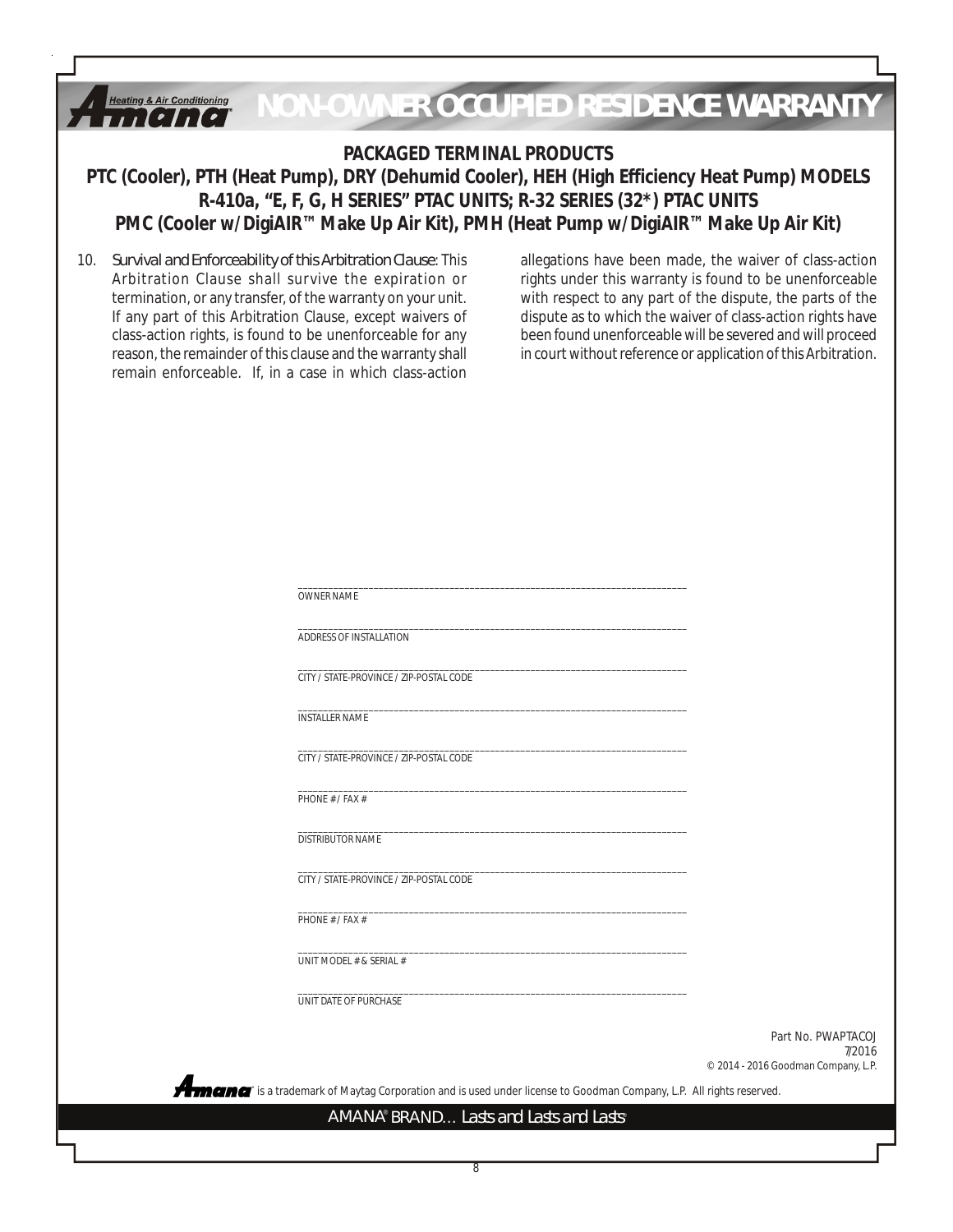# NON-OWNER OCCUPIED RESIDENCE WARRANTY

## PACKAGED TERMINAL PRODUCTS

## PTC (Cooler), PTH (Heat Pump), DRY (Dehumid Cooler), HEH (High Efficiency Heat Pump) MODELS
## R-410a, "E, F, G, H SERIES" PTAC UNITS; R-32 SERIES (32*) PTAC UNITS
## PMC (Cooler w/DigiAIR™ Make Up Air Kit), PMH (Heat Pump w/DigiAIR™ Make Up Air Kit)

10. *Survival and Enforceability of this Arbitration Clause:* This Arbitration Clause shall survive the expiration or termination, or any transfer, of the warranty on your unit. If any part of this Arbitration Clause, except waivers of class-action rights, is found to be unenforceable for any reason, the remainder of this clause and the warranty shall remain enforceable. If, in a case in which class-action allegations have been made, the waiver of class-action rights under this warranty is found to be unenforceable with respect to any part of the dispute, the parts of the dispute as to which the waiver of class-action rights have been found unenforceable will be severed and will proceed in court without reference or application of this Arbitration.

______________________________
OWNER NAME

______________________________
ADDRESS OF INSTALLATION

______________________________
CITY / STATE-PROVINCE / ZIP-POSTAL CODE

______________________________
INSTALLER NAME

______________________________
CITY / STATE-PROVINCE / ZIP-POSTAL CODE

______________________________
PHONE # / FAX #

______________________________
DISTRIBUTOR NAME

______________________________
CITY / STATE-PROVINCE / ZIP-POSTAL CODE

______________________________
PHONE # / FAX #

______________________________
UNIT MODEL # & SERIAL #

______________________________
UNIT DATE OF PURCHASE

Part No. PWAPTACOJ
7/2016
© 2014 - 2016 Goodman Company, L.P.

Amana® is a trademark of Maytag Corporation and is used under license to Goodman Company, L.P. All rights reserved.

AMANA® BRAND… Lasts and Lasts and Lasts®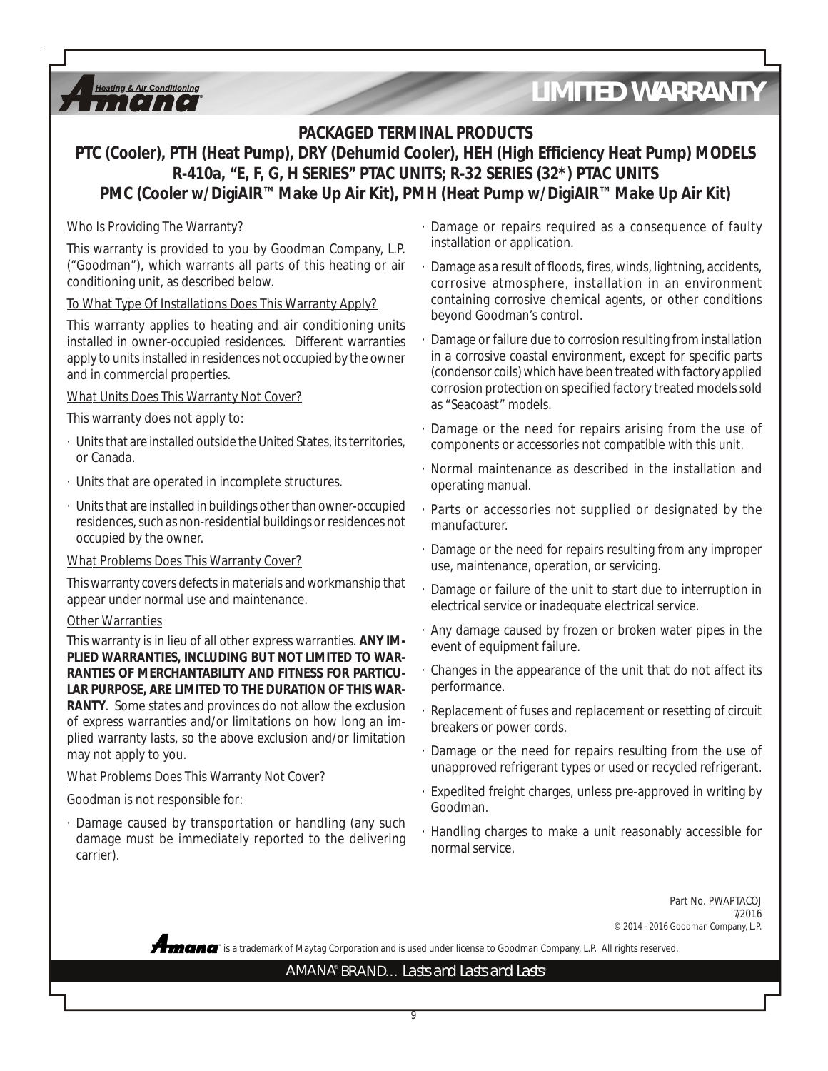# LIMITED WARRANTY

## PACKAGED TERMINAL PRODUCTS

## PTC (Cooler), PTH (Heat Pump), DRY (Dehumid Cooler), HEH (High Efficiency Heat Pump) MODELS R-410a, "E, F, G, H SERIES" PTAC UNITS; R-32 SERIES (32*) PTAC UNITS PMC (Cooler w/DigiAIR™ Make Up Air Kit), PMH (Heat Pump w/DigiAIR™ Make Up Air Kit)

Who Is Providing The Warranty?

This warranty is provided to you by Goodman Company, L.P. ("Goodman"), which warrants all parts of this heating or air conditioning unit, as described below.

To What Type Of Installations Does This Warranty Apply?

This warranty applies to heating and air conditioning units installed in owner-occupied residences. Different warranties apply to units installed in residences not occupied by the owner and in commercial properties.

What Units Does This Warranty Not Cover?

This warranty does not apply to:

- Units that are installed outside the United States, its territories, or Canada.
- Units that are operated in incomplete structures.
- Units that are installed in buildings other than owner-occupied residences, such as non-residential buildings or residences not occupied by the owner.

What Problems Does This Warranty Cover?

This warranty covers defects in materials and workmanship that appear under normal use and maintenance.

Other Warranties

This warranty is in lieu of all other express warranties. **ANY IMPLIED WARRANTIES, INCLUDING BUT NOT LIMITED TO WARRANTIES OF MERCHANTABILITY AND FITNESS FOR PARTICULAR PURPOSE, ARE LIMITED TO THE DURATION OF THIS WARRANTY**. Some states and provinces do not allow the exclusion of express warranties and/or limitations on how long an implied warranty lasts, so the above exclusion and/or limitation may not apply to you.

What Problems Does This Warranty Not Cover?

Goodman is not responsible for:

- Damage caused by transportation or handling (any such damage must be immediately reported to the delivering carrier).
- Damage or repairs required as a consequence of faulty installation or application.
- Damage as a result of floods, fires, winds, lightning, accidents, corrosive atmosphere, installation in an environment containing corrosive chemical agents, or other conditions beyond Goodman's control.
- Damage or failure due to corrosion resulting from installation in a corrosive coastal environment, except for specific parts (condensor coils) which have been treated with factory applied corrosion protection on specified factory treated models sold as "Seacoast" models.
- Damage or the need for repairs arising from the use of components or accessories not compatible with this unit.
- Normal maintenance as described in the installation and operating manual.
- Parts or accessories not supplied or designated by the manufacturer.
- Damage or the need for repairs resulting from any improper use, maintenance, operation, or servicing.
- Damage or failure of the unit to start due to interruption in electrical service or inadequate electrical service.
- Any damage caused by frozen or broken water pipes in the event of equipment failure.
- Changes in the appearance of the unit that do not affect its performance.
- Replacement of fuses and replacement or resetting of circuit breakers or power cords.
- Damage or the need for repairs resulting from the use of unapproved refrigerant types or used or recycled refrigerant.
- Expedited freight charges, unless pre-approved in writing by Goodman.
- Handling charges to make a unit reasonably accessible for normal service.

Part No. PWAPTACOJ
7/2016
© 2014 - 2016 Goodman Company, L.P.

Amana is a trademark of Maytag Corporation and is used under license to Goodman Company, L.P. All rights reserved.

AMANA® BRAND… Lasts and Lasts and Lasts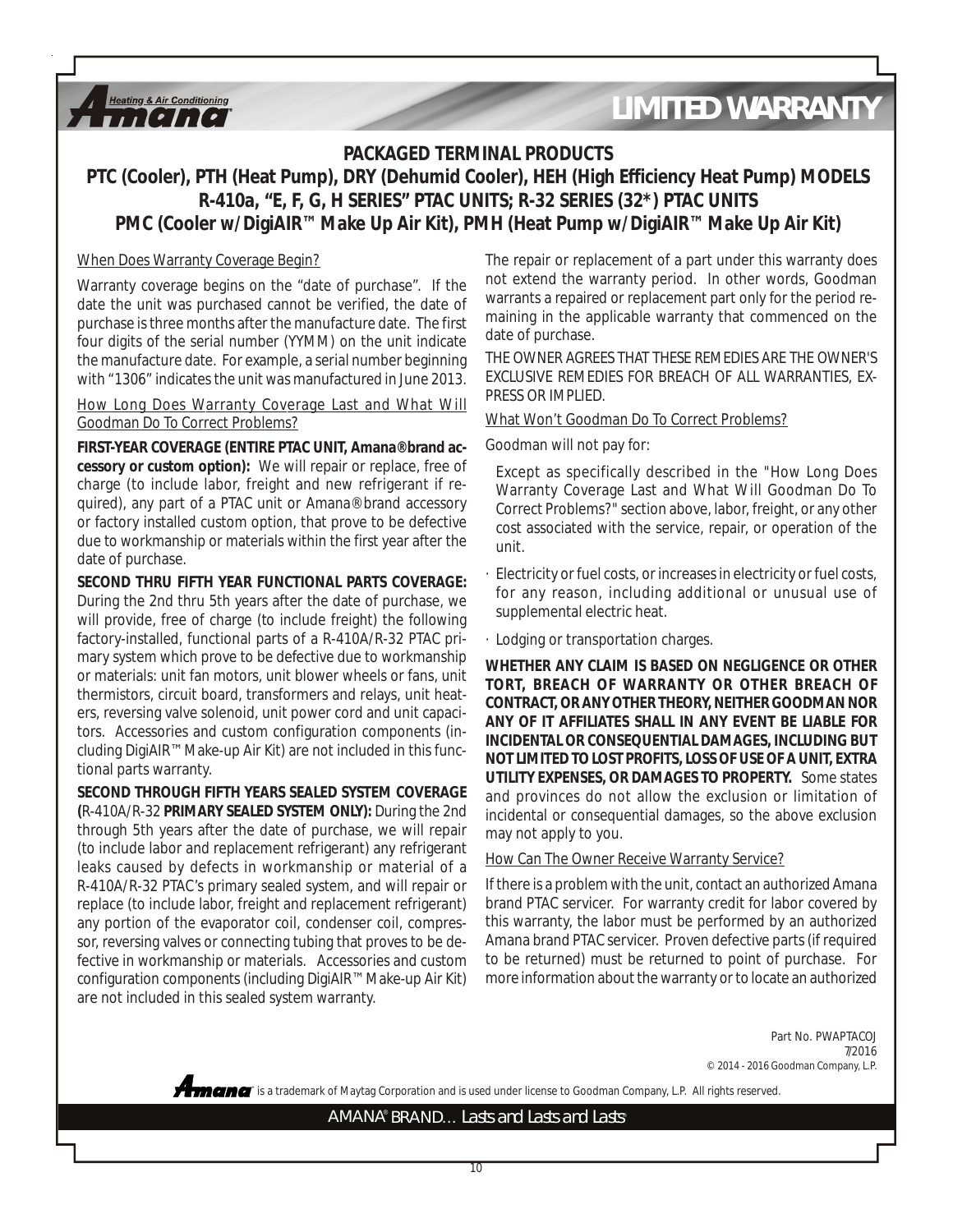# LIMITED WARRANTY

## PACKAGED TERMINAL PRODUCTS

## PTC (Cooler), PTH (Heat Pump), DRY (Dehumid Cooler), HEH (High Efficiency Heat Pump) MODELS R-410a, "E, F, G, H SERIES" PTAC UNITS; R-32 SERIES (32*) PTAC UNITS PMC (Cooler w/DigiAIR™ Make Up Air Kit), PMH (Heat Pump w/DigiAIR™ Make Up Air Kit)

When Does Warranty Coverage Begin?

Warranty coverage begins on the "date of purchase". If the date the unit was purchased cannot be verified, the date of purchase is three months after the manufacture date. The first four digits of the serial number (YYMM) on the unit indicate the manufacture date. For example, a serial number beginning with "1306" indicates the unit was manufactured in June 2013.

How Long Does Warranty Coverage Last and What Will Goodman Do To Correct Problems?

**FIRST-YEAR COVERAGE (ENTIRE PTAC UNIT, Amana® brand accessory or custom option):** We will repair or replace, free of charge (to include labor, freight and new refrigerant if required), any part of a PTAC unit or Amana® brand accessory or factory installed custom option, that prove to be defective due to workmanship or materials within the first year after the date of purchase.

**SECOND THRU FIFTH YEAR FUNCTIONAL PARTS COVERAGE:** During the 2nd thru 5th years after the date of purchase, we will provide, free of charge (to include freight) the following factory-installed, functional parts of a R-410A/R-32 PTAC primary system which prove to be defective due to workmanship or materials: unit fan motors, unit blower wheels or fans, unit thermistors, circuit board, transformers and relays, unit heaters, reversing valve solenoid, unit power cord and unit capacitors. Accessories and custom configuration components (including DigiAIR™ Make-up Air Kit) are not included in this functional parts warranty.

**SECOND THROUGH FIFTH YEARS SEALED SYSTEM COVERAGE (**R-410A/R-32 **PRIMARY SEALED SYSTEM ONLY):** During the 2nd through 5th years after the date of purchase, we will repair (to include labor and replacement refrigerant) any refrigerant leaks caused by defects in workmanship or material of a R-410A/R-32 PTAC's primary sealed system, and will repair or replace (to include labor, freight and replacement refrigerant) any portion of the evaporator coil, condenser coil, compressor, reversing valves or connecting tubing that proves to be defective in workmanship or materials. Accessories and custom configuration components (including DigiAIR™ Make-up Air Kit) are not included in this sealed system warranty.

The repair or replacement of a part under this warranty does not extend the warranty period. In other words, Goodman warrants a repaired or replacement part only for the period remaining in the applicable warranty that commenced on the date of purchase.

THE OWNER AGREES THAT THESE REMEDIES ARE THE OWNER'S EXCLUSIVE REMEDIES FOR BREACH OF ALL WARRANTIES, EXPRESS OR IMPLIED.

What Won't Goodman Do To Correct Problems?

Goodman will not pay for:

Except as specifically described in the "How Long Does Warranty Coverage Last and What Will Goodman Do To Correct Problems?" section above, labor, freight, or any other cost associated with the service, repair, or operation of the unit.

- Electricity or fuel costs, or increases in electricity or fuel costs, for any reason, including additional or unusual use of supplemental electric heat.
- Lodging or transportation charges.

**WHETHER ANY CLAIM IS BASED ON NEGLIGENCE OR OTHER TORT, BREACH OF WARRANTY OR OTHER BREACH OF CONTRACT, OR ANY OTHER THEORY, NEITHER GOODMAN NOR ANY OF IT AFFILIATES SHALL IN ANY EVENT BE LIABLE FOR INCIDENTAL OR CONSEQUENTIAL DAMAGES, INCLUDING BUT NOT LIMITED TO LOST PROFITS, LOSS OF USE OF A UNIT, EXTRA UTILITY EXPENSES, OR DAMAGES TO PROPERTY.** Some states and provinces do not allow the exclusion or limitation of incidental or consequential damages, so the above exclusion may not apply to you.

How Can The Owner Receive Warranty Service?

If there is a problem with the unit, contact an authorized Amana brand PTAC servicer. For warranty credit for labor covered by this warranty, the labor must be performed by an authorized Amana brand PTAC servicer. Proven defective parts (if required to be returned) must be returned to point of purchase. For more information about the warranty or to locate an authorized

Part No. PWAPTACOJ
7/2016
© 2014 - 2016 Goodman Company, L.P.

Amana is a trademark of Maytag Corporation and is used under license to Goodman Company, L.P. All rights reserved.

AMANA® BRAND… Lasts and Lasts and Lasts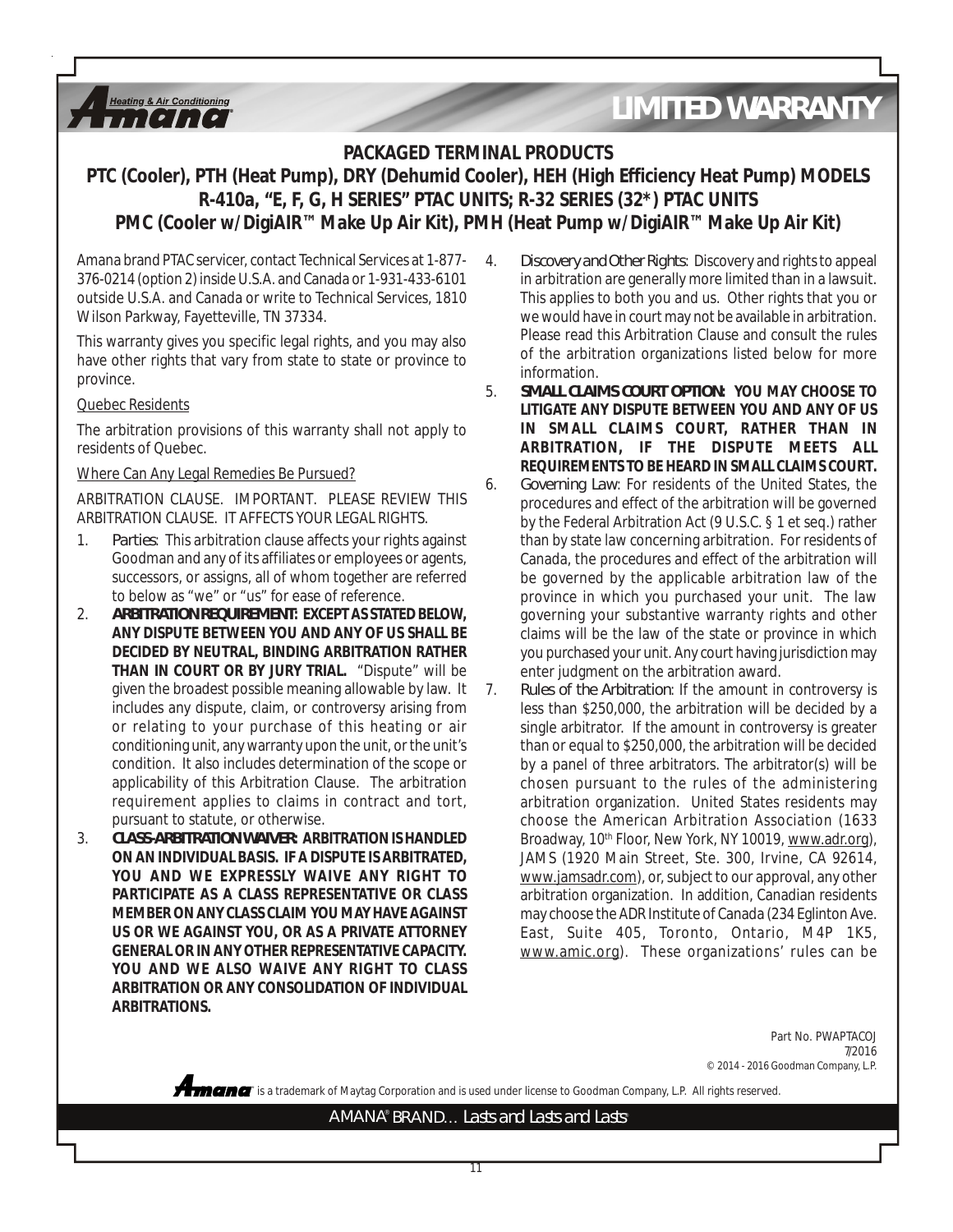# LIMITED WARRANTY

## PACKAGED TERMINAL PRODUCTS

## PTC (Cooler), PTH (Heat Pump), DRY (Dehumid Cooler), HEH (High Efficiency Heat Pump) MODELS R-410a, "E, F, G, H SERIES" PTAC UNITS; R-32 SERIES (32*) PTAC UNITS PMC (Cooler w/DigiAIR™ Make Up Air Kit), PMH (Heat Pump w/DigiAIR™ Make Up Air Kit)

Amana brand PTAC servicer, contact Technical Services at 1-877-376-0214 (option 2) inside U.S.A. and Canada or 1-931-433-6101 outside U.S.A. and Canada or write to Technical Services, 1810 Wilson Parkway, Fayetteville, TN 37334.

This warranty gives you specific legal rights, and you may also have other rights that vary from state to state or province to province.

Quebec Residents

The arbitration provisions of this warranty shall not apply to residents of Quebec.

Where Can Any Legal Remedies Be Pursued?

ARBITRATION CLAUSE. IMPORTANT. PLEASE REVIEW THIS ARBITRATION CLAUSE. IT AFFECTS YOUR LEGAL RIGHTS.

1. *Parties*: This arbitration clause affects your rights against Goodman and any of its affiliates or employees or agents, successors, or assigns, all of whom together are referred to below as "we" or "us" for ease of reference.
2. **ARBITRATION REQUIREMENT: EXCEPT AS STATED BELOW, ANY DISPUTE BETWEEN YOU AND ANY OF US SHALL BE DECIDED BY NEUTRAL, BINDING ARBITRATION RATHER THAN IN COURT OR BY JURY TRIAL.** "Dispute" will be given the broadest possible meaning allowable by law. It includes any dispute, claim, or controversy arising from or relating to your purchase of this heating or air conditioning unit, any warranty upon the unit, or the unit's condition. It also includes determination of the scope or applicability of this Arbitration Clause. The arbitration requirement applies to claims in contract and tort, pursuant to statute, or otherwise.
3. **CLASS-ARBITRATION WAIVER: ARBITRATION IS HANDLED ON AN INDIVIDUAL BASIS. IF A DISPUTE IS ARBITRATED, YOU AND WE EXPRESSLY WAIVE ANY RIGHT TO PARTICIPATE AS A CLASS REPRESENTATIVE OR CLASS MEMBER ON ANY CLASS CLAIM YOU MAY HAVE AGAINST US OR WE AGAINST YOU, OR AS A PRIVATE ATTORNEY GENERAL OR IN ANY OTHER REPRESENTATIVE CAPACITY. YOU AND WE ALSO WAIVE ANY RIGHT TO CLASS ARBITRATION OR ANY CONSOLIDATION OF INDIVIDUAL ARBITRATIONS.**
4. *Discovery and Other Rights*: Discovery and rights to appeal in arbitration are generally more limited than in a lawsuit. This applies to both you and us. Other rights that you or we would have in court may not be available in arbitration. Please read this Arbitration Clause and consult the rules of the arbitration organizations listed below for more information.
5. **SMALL CLAIMS COURT OPTION: YOU MAY CHOOSE TO LITIGATE ANY DISPUTE BETWEEN YOU AND ANY OF US IN SMALL CLAIMS COURT, RATHER THAN IN ARBITRATION, IF THE DISPUTE MEETS ALL REQUIREMENTS TO BE HEARD IN SMALL CLAIMS COURT.**
6. *Governing Law*: For residents of the United States, the procedures and effect of the arbitration will be governed by the Federal Arbitration Act (9 U.S.C. § 1 et seq.) rather than by state law concerning arbitration. For residents of Canada, the procedures and effect of the arbitration will be governed by the applicable arbitration law of the province in which you purchased your unit. The law governing your substantive warranty rights and other claims will be the law of the state or province in which you purchased your unit. Any court having jurisdiction may enter judgment on the arbitration award.
7. *Rules of the Arbitration*: If the amount in controversy is less than $250,000, the arbitration will be decided by a single arbitrator. If the amount in controversy is greater than or equal to $250,000, the arbitration will be decided by a panel of three arbitrators. The arbitrator(s) will be chosen pursuant to the rules of the administering arbitration organization. United States residents may choose the American Arbitration Association (1633 Broadway, 10th Floor, New York, NY 10019, www.adr.org), JAMS (1920 Main Street, Ste. 300, Irvine, CA 92614, www.jamsadr.com), or, subject to our approval, any other arbitration organization. In addition, Canadian residents may choose the ADR Institute of Canada (234 Eglinton Ave. East, Suite 405, Toronto, Ontario, M4P 1K5, www.amic.org). These organizations' rules can be

Part No. PWAPTACOJ
7/2016
© 2014 - 2016 Goodman Company, L.P.

Amana® is a trademark of Maytag Corporation and is used under license to Goodman Company, L.P. All rights reserved.

AMANA® BRAND… Lasts and Lasts and Lasts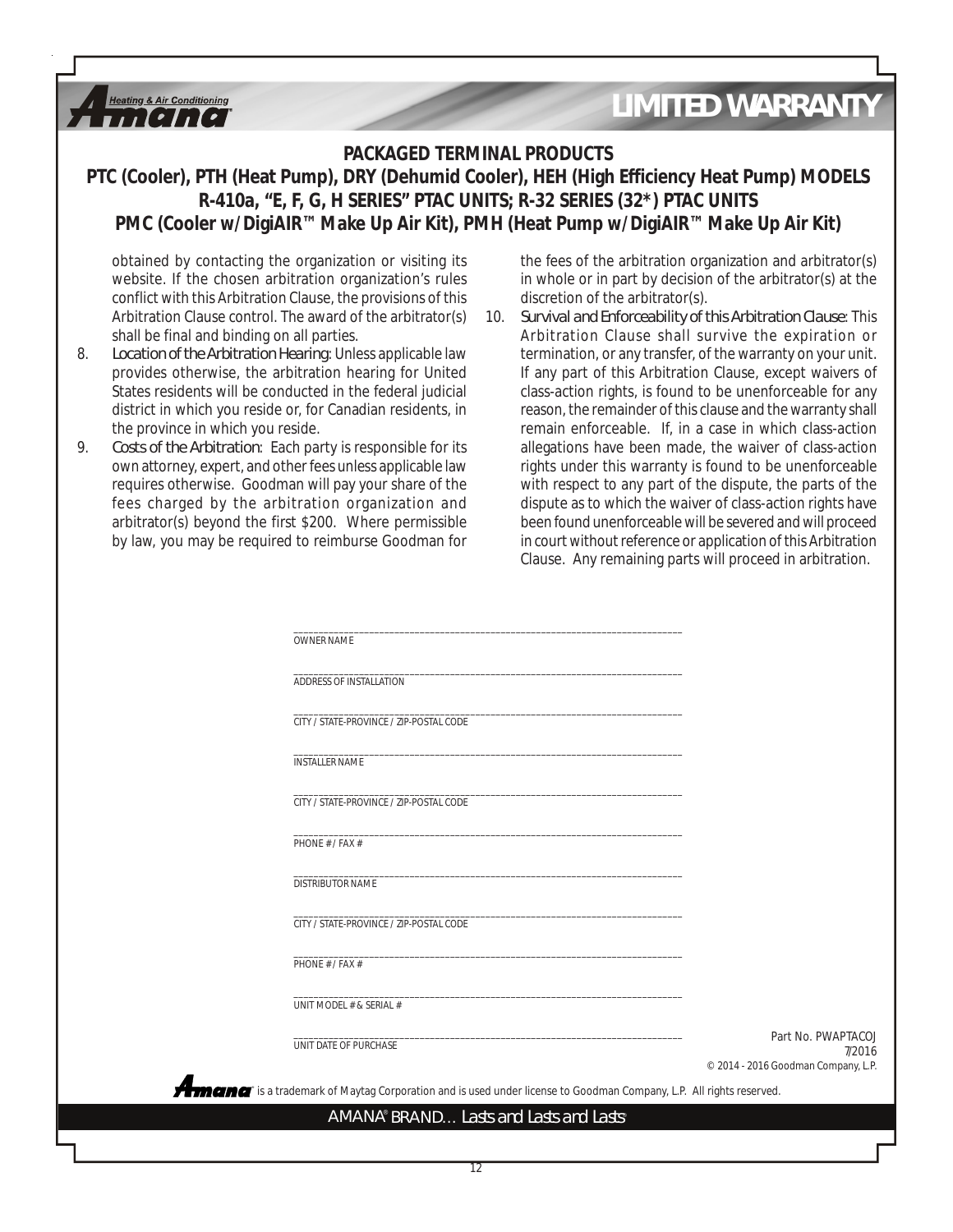# LIMITED WARRANTY

## PACKAGED TERMINAL PRODUCTS

## PTC (Cooler), PTH (Heat Pump), DRY (Dehumid Cooler), HEH (High Efficiency Heat Pump) MODELS R-410a, "E, F, G, H SERIES" PTAC UNITS; R-32 SERIES (32*) PTAC UNITS PMC (Cooler w/DigiAIR™ Make Up Air Kit), PMH (Heat Pump w/DigiAIR™ Make Up Air Kit)

obtained by contacting the organization or visiting its website. If the chosen arbitration organization's rules conflict with this Arbitration Clause, the provisions of this Arbitration Clause control. The award of the arbitrator(s) shall be final and binding on all parties.

8. *Location of the Arbitration Hearing*: Unless applicable law provides otherwise, the arbitration hearing for United States residents will be conducted in the federal judicial district in which you reside or, for Canadian residents, in the province in which you reside.
9. *Costs of the Arbitration*: Each party is responsible for its own attorney, expert, and other fees unless applicable law requires otherwise. Goodman will pay your share of the fees charged by the arbitration organization and arbitrator(s) beyond the first $200. Where permissible by law, you may be required to reimburse Goodman for the fees of the arbitration organization and arbitrator(s) in whole or in part by decision of the arbitrator(s) at the discretion of the arbitrator(s).
10. *Survival and Enforceability of this Arbitration Clause*: This Arbitration Clause shall survive the expiration or termination, or any transfer, of the warranty on your unit. If any part of this Arbitration Clause, except waivers of class-action rights, is found to be unenforceable for any reason, the remainder of this clause and the warranty shall remain enforceable. If, in a case in which class-action allegations have been made, the waiver of class-action rights under this warranty is found to be unenforceable with respect to any part of the dispute, the parts of the dispute as to which the waiver of class-action rights have been found unenforceable will be severed and will proceed in court without reference or application of this Arbitration Clause. Any remaining parts will proceed in arbitration.

______________________________
OWNER NAME

______________________________
ADDRESS OF INSTALLATION

______________________________
CITY / STATE-PROVINCE / ZIP-POSTAL CODE

______________________________
INSTALLER NAME

______________________________
CITY / STATE-PROVINCE / ZIP-POSTAL CODE

______________________________
PHONE # / FAX #

______________________________
DISTRIBUTOR NAME

______________________________
CITY / STATE-PROVINCE / ZIP-POSTAL CODE

______________________________
PHONE # / FAX #

______________________________
UNIT MODEL # & SERIAL #

______________________________
UNIT DATE OF PURCHASE

Part No. PWAPTACOJ
7/2016
© 2014 - 2016 Goodman Company, L.P.

Amana is a trademark of Maytag Corporation and is used under license to Goodman Company, L.P. All rights reserved.

AMANA® BRAND… Lasts and Lasts and Lasts